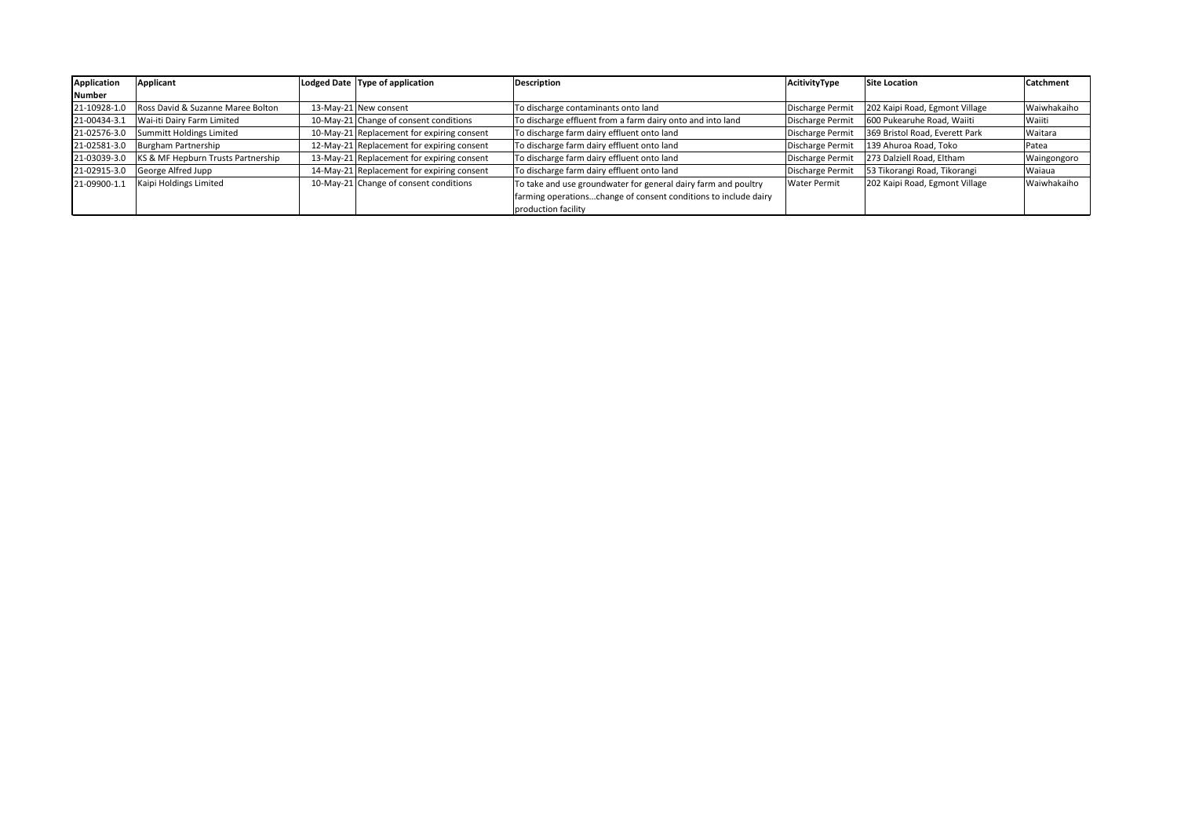| Application Number | Applicant | Lodged Date | Type of application | Description | AcitivityType | Site Location | Catchment |
|---|---|---|---|---|---|---|---|
| 21-10928-1.0 | Ross David & Suzanne Maree Bolton | 13-May-21 | New consent | To discharge contaminants onto land | Discharge Permit | 202 Kaipi Road, Egmont Village | Waiwhakaiho |
| 21-00434-3.1 | Wai-iti Dairy Farm Limited | 10-May-21 | Change of consent conditions | To discharge effluent from a farm dairy onto and into land | Discharge Permit | 600 Pukearuhe Road, Waiiti | Waiiti |
| 21-02576-3.0 | Summitt Holdings Limited | 10-May-21 | Replacement for expiring consent | To discharge farm dairy effluent onto land | Discharge Permit | 369 Bristol Road, Everett Park | Waitara |
| 21-02581-3.0 | Burgham Partnership | 12-May-21 | Replacement for expiring consent | To discharge farm dairy effluent onto land | Discharge Permit | 139 Ahuroa Road, Toko | Patea |
| 21-03039-3.0 | KS & MF Hepburn Trusts Partnership | 13-May-21 | Replacement for expiring consent | To discharge farm dairy effluent onto land | Discharge Permit | 273 Dalziell Road, Eltham | Waingongoro |
| 21-02915-3.0 | George Alfred Jupp | 14-May-21 | Replacement for expiring consent | To discharge farm dairy effluent onto land | Discharge Permit | 53 Tikorangi Road, Tikorangi | Waiaua |
| 21-09900-1.1 | Kaipi Holdings Limited | 10-May-21 | Change of consent conditions | To take and use groundwater for general dairy farm and poultry farming operations...change of consent conditions to include dairy production facility | Water Permit | 202 Kaipi Road, Egmont Village | Waiwhakaiho |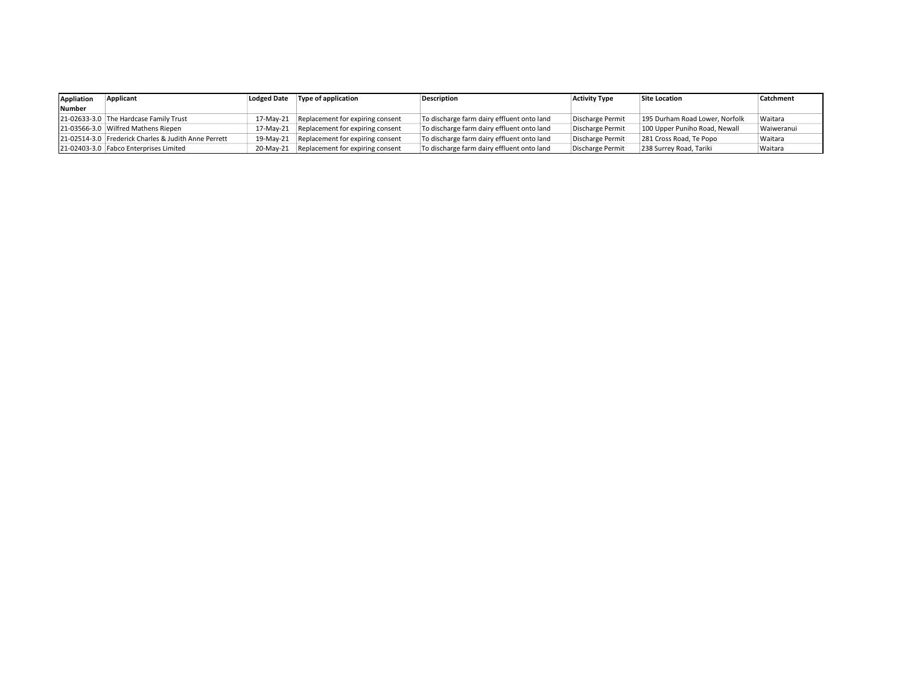| Appliation Number | Applicant | Lodged Date | Type of application | Description | Activity Type | Site Location | Catchment |
|---|---|---|---|---|---|---|---|
| 21-02633-3.0 | The Hardcase Family Trust | 17-May-21 | Replacement for expiring consent | To discharge farm dairy effluent onto land | Discharge Permit | 195 Durham Road Lower, Norfolk | Waitara |
| 21-03566-3.0 | Wilfred Mathens Riepen | 17-May-21 | Replacement for expiring consent | To discharge farm dairy effluent onto land | Discharge Permit | 100 Upper Puniho Road, Newall | Waiweranui |
| 21-02514-3.0 | Frederick Charles & Judith Anne Perrett | 19-May-21 | Replacement for expiring consent | To discharge farm dairy effluent onto land | Discharge Permit | 281 Cross Road, Te Popo | Waitara |
| 21-02403-3.0 | Fabco Enterprises Limited | 20-May-21 | Replacement for expiring consent | To discharge farm dairy effluent onto land | Discharge Permit | 238 Surrey Road, Tariki | Waitara |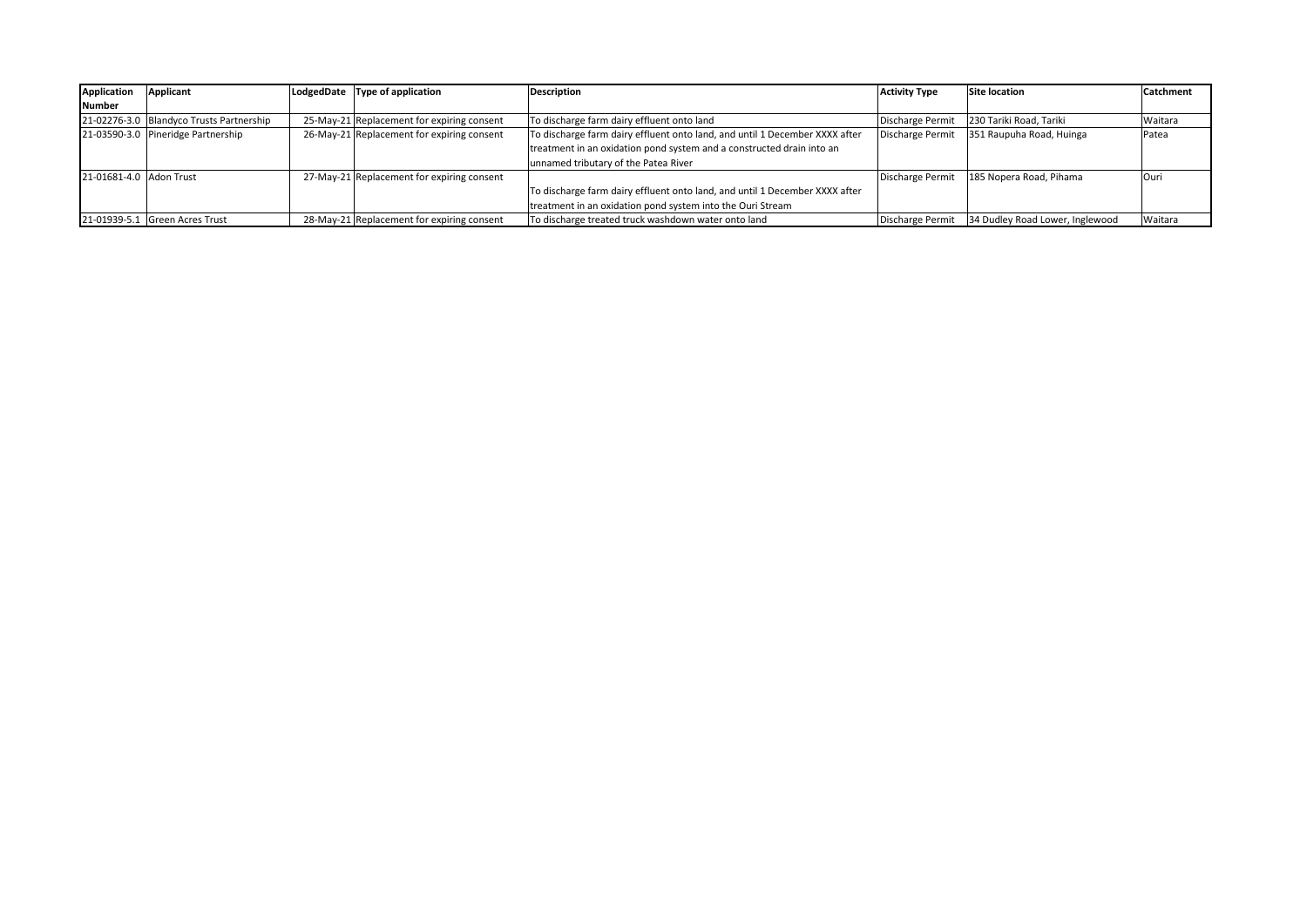| Application Number | Applicant | LodgedDate | Type of application | Description | Activity Type | Site location | Catchment |
|---|---|---|---|---|---|---|---|
| 21-02276-3.0 | Blandyco Trusts Partnership | 25-May-21 | Replacement for expiring consent | To discharge farm dairy effluent onto land | Discharge Permit | 230 Tariki Road, Tariki | Waitara |
| 21-03590-3.0 | Pineridge Partnership | 26-May-21 | Replacement for expiring consent | To discharge farm dairy effluent onto land, and until 1 December XXXX after treatment in an oxidation pond system and a constructed drain into an unnamed tributary of the Patea River | Discharge Permit | 351 Raupuha Road, Huinga | Patea |
| 21-01681-4.0 | Adon Trust | 27-May-21 | Replacement for expiring consent | To discharge farm dairy effluent onto land, and until 1 December XXXX after treatment in an oxidation pond system into the Ouri Stream | Discharge Permit | 185 Nopera Road, Pihama | Ouri |
| 21-01939-5.1 | Green Acres Trust | 28-May-21 | Replacement for expiring consent | To discharge treated truck washdown water onto land | Discharge Permit | 34 Dudley Road Lower, Inglewood | Waitara |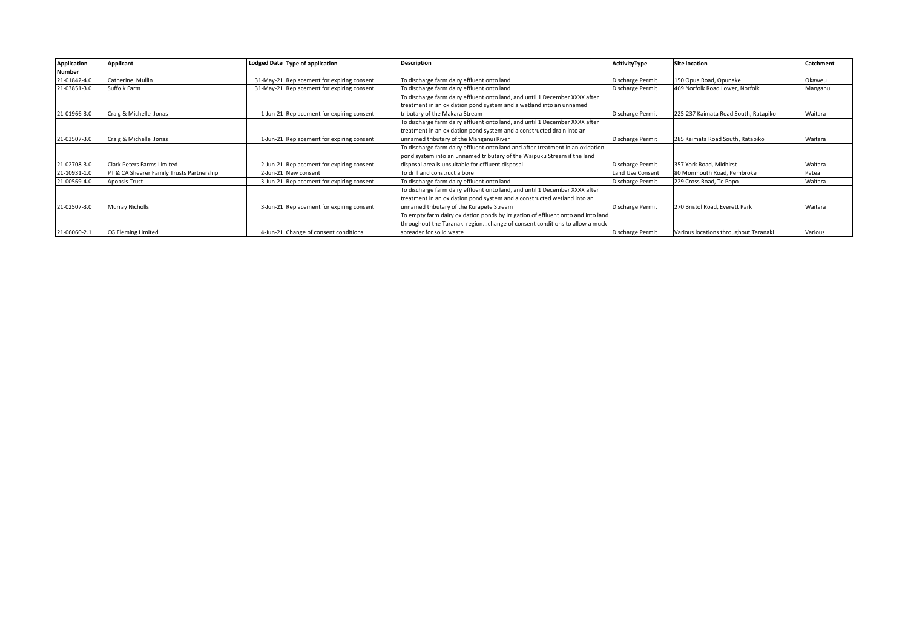| Application Number | Applicant | Lodged Date | Type of application | Description | AcitivityType | Site location | Catchment |
|---|---|---|---|---|---|---|---|
| 21-01842-4.0 | Catherine Mullin | 31-May-21 | Replacement for expiring consent | To discharge farm dairy effluent onto land | Discharge Permit | 150 Opua Road, Opunake | Okaweu |
| 21-03851-3.0 | Suffolk Farm | 31-May-21 | Replacement for expiring consent | To discharge farm dairy effluent onto land | Discharge Permit | 469 Norfolk Road Lower, Norfolk | Manganui |
| 21-01966-3.0 | Craig & Michelle Jonas | 1-Jun-21 | Replacement for expiring consent | To discharge farm dairy effluent onto land, and until 1 December XXXX after treatment in an oxidation pond system and a wetland into an unnamed tributary of the Makara Stream | Discharge Permit | 225-237 Kaimata Road South, Ratapiko | Waitara |
| 21-03507-3.0 | Craig & Michelle Jonas | 1-Jun-21 | Replacement for expiring consent | To discharge farm dairy effluent onto land, and until 1 December XXXX after treatment in an oxidation pond system and a constructed drain into an unnamed tributary of the Manganui River | Discharge Permit | 285 Kaimata Road South, Ratapiko | Waitara |
| 21-02708-3.0 | Clark Peters Farms Limited | 2-Jun-21 | Replacement for expiring consent | To discharge farm dairy effluent onto land and after treatment in an oxidation pond system into an unnamed tributary of the Waipuku Stream if the land disposal area is unsuitable for effluent disposal | Discharge Permit | 357 York Road, Midhirst | Waitara |
| 21-10931-1.0 | PT & CA Shearer Family Trusts Partnership | 2-Jun-21 | New consent | To drill and construct a bore | Land Use Consent | 80 Monmouth Road, Pembroke | Patea |
| 21-00569-4.0 | Apopsis Trust | 3-Jun-21 | Replacement for expiring consent | To discharge farm dairy effluent onto land | Discharge Permit | 229 Cross Road, Te Popo | Waitara |
| 21-02507-3.0 | Murray Nicholls | 3-Jun-21 | Replacement for expiring consent | To discharge farm dairy effluent onto land, and until 1 December XXXX after treatment in an oxidation pond system and a constructed wetland into an unnamed tributary of the Kurapete Stream | Discharge Permit | 270 Bristol Road, Everett Park | Waitara |
| 21-06060-2.1 | CG Fleming Limited | 4-Jun-21 | Change of consent conditions | To empty farm dairy oxidation ponds by irrigation of effluent onto and into land throughout the Taranaki region...change of consent conditions to allow a muck spreader for solid waste | Discharge Permit | Various locations throughout Taranaki | Various |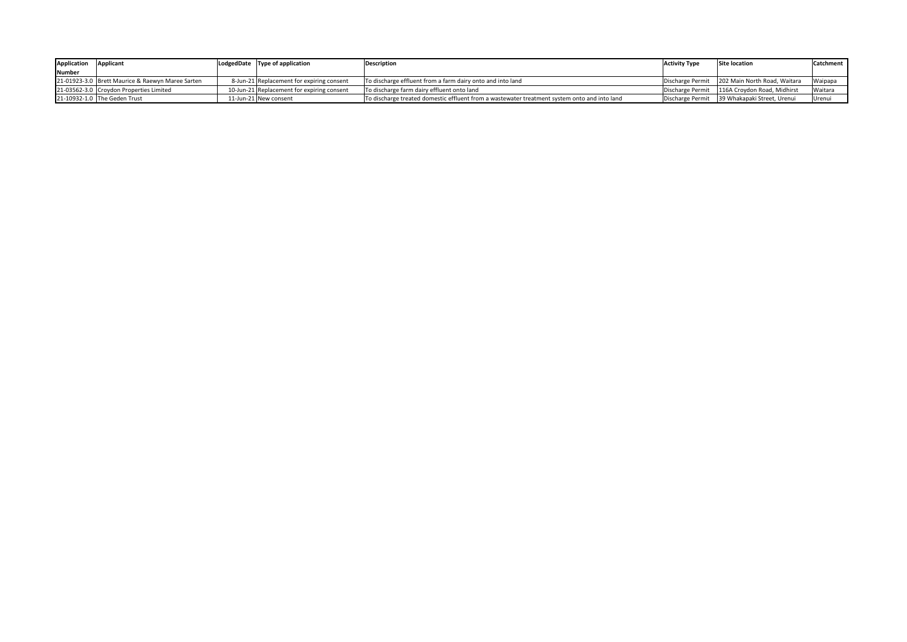| Application Number | Applicant | LodgedDate | Type of application | Description | Activity Type | Site location | Catchment |
| --- | --- | --- | --- | --- | --- | --- | --- |
| 21-01923-3.0 | Brett Maurice & Raewyn Maree Sarten | 8-Jun-21 | Replacement for expiring consent | To discharge effluent from a farm dairy onto and into land | Discharge Permit | 202 Main North Road, Waitara | Waipapa |
| 21-03562-3.0 | Croydon Properties Limited | 10-Jun-21 | Replacement for expiring consent | To discharge farm dairy effluent onto land | Discharge Permit | 116A Croydon Road, Midhirst | Waitara |
| 21-10932-1.0 | The Geden Trust | 11-Jun-21 | New consent | To discharge treated domestic effluent from a wastewater treatment system onto and into land | Discharge Permit | 39 Whakapaki Street, Urenui | Urenui |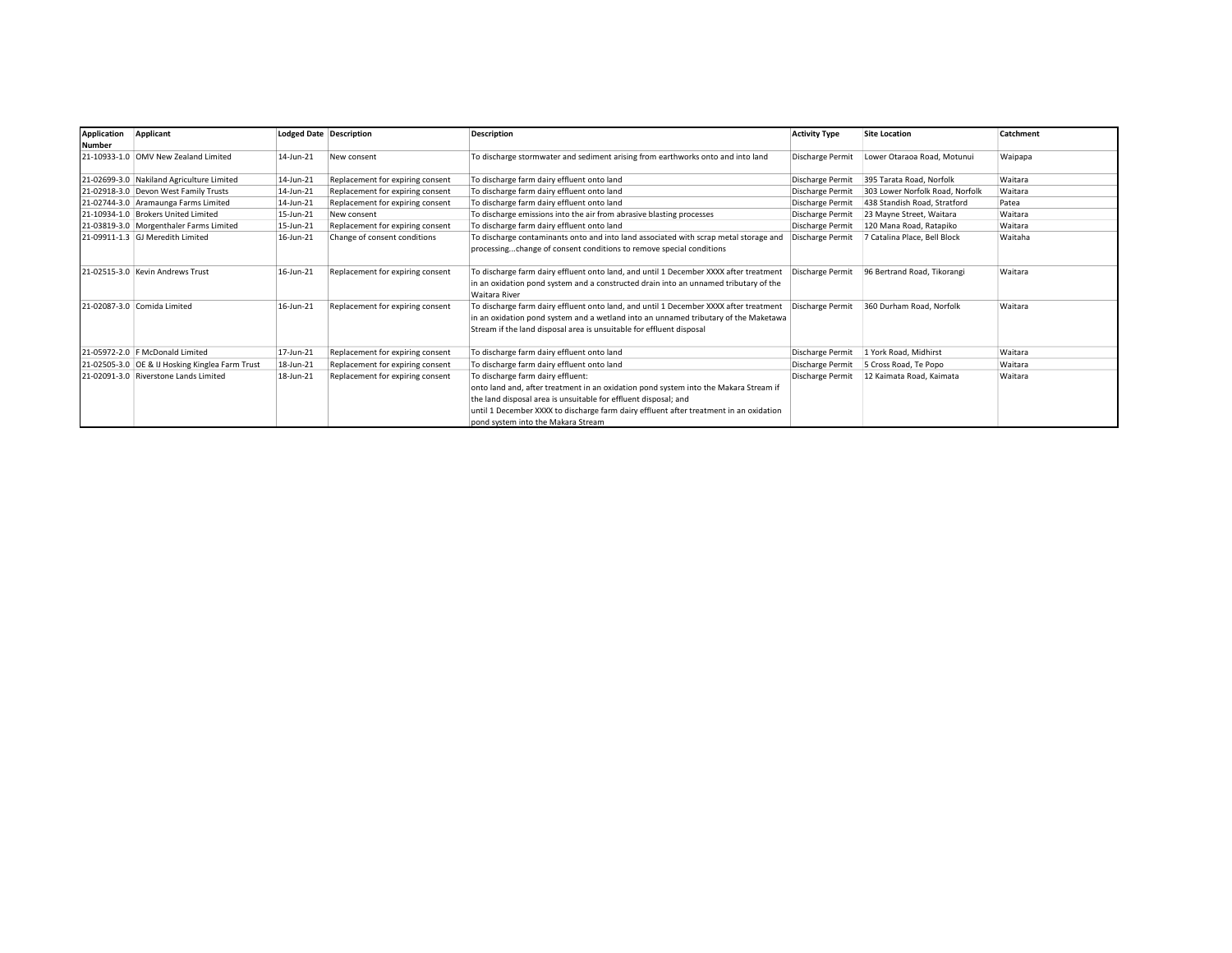| Application Number | Applicant | Lodged Date | Description | Description | Activity Type | Site Location | Catchment |
|---|---|---|---|---|---|---|---|
| 21-10933-1.0 | OMV New Zealand Limited | 14-Jun-21 | New consent | To discharge stormwater and sediment arising from earthworks onto and into land | Discharge Permit | Lower Otaraoa Road, Motunui | Waipapa |
| 21-02699-3.0 | Nakiland Agriculture Limited | 14-Jun-21 | Replacement for expiring consent | To discharge farm dairy effluent onto land | Discharge Permit | 395 Tarata Road, Norfolk | Waitara |
| 21-02918-3.0 | Devon West Family Trusts | 14-Jun-21 | Replacement for expiring consent | To discharge farm dairy effluent onto land | Discharge Permit | 303 Lower Norfolk Road, Norfolk | Waitara |
| 21-02744-3.0 | Aramaunga Farms Limited | 14-Jun-21 | Replacement for expiring consent | To discharge farm dairy effluent onto land | Discharge Permit | 438 Standish Road, Stratford | Patea |
| 21-10934-1.0 | Brokers United Limited | 15-Jun-21 | New consent | To discharge emissions into the air from abrasive blasting processes | Discharge Permit | 23 Mayne Street, Waitara | Waitara |
| 21-03819-3.0 | Morgenthaler Farms Limited | 15-Jun-21 | Replacement for expiring consent | To discharge farm dairy effluent onto land | Discharge Permit | 120 Mana Road, Ratapiko | Waitara |
| 21-09911-1.3 | GJ Meredith Limited | 16-Jun-21 | Change of consent conditions | To discharge contaminants onto and into land associated with scrap metal storage and processing...change of consent conditions to remove special conditions | Discharge Permit | 7 Catalina Place, Bell Block | Waitaha |
| 21-02515-3.0 | Kevin Andrews Trust | 16-Jun-21 | Replacement for expiring consent | To discharge farm dairy effluent onto land, and until 1 December XXXX after treatment in an oxidation pond system and a constructed drain into an unnamed tributary of the Waitara River | Discharge Permit | 96 Bertrand Road, Tikorangi | Waitara |
| 21-02087-3.0 | Comida Limited | 16-Jun-21 | Replacement for expiring consent | To discharge farm dairy effluent onto land, and until 1 December XXXX after treatment in an oxidation pond system and a wetland into an unnamed tributary of the Maketawa Stream if the land disposal area is unsuitable for effluent disposal | Discharge Permit | 360 Durham Road, Norfolk | Waitara |
| 21-05972-2.0 | F McDonald Limited | 17-Jun-21 | Replacement for expiring consent | To discharge farm dairy effluent onto land | Discharge Permit | 1 York Road, Midhirst | Waitara |
| 21-02505-3.0 | OE & IJ Hosking Kinglea Farm Trust | 18-Jun-21 | Replacement for expiring consent | To discharge farm dairy effluent onto land | Discharge Permit | 5 Cross Road, Te Popo | Waitara |
| 21-02091-3.0 | Riverstone Lands Limited | 18-Jun-21 | Replacement for expiring consent | To discharge farm dairy effluent: onto land and, after treatment in an oxidation pond system into the Makara Stream if the land disposal area is unsuitable for effluent disposal; and until 1 December XXXX to discharge farm dairy effluent after treatment in an oxidation pond system into the Makara Stream | Discharge Permit | 12 Kaimata Road, Kaimata | Waitara |